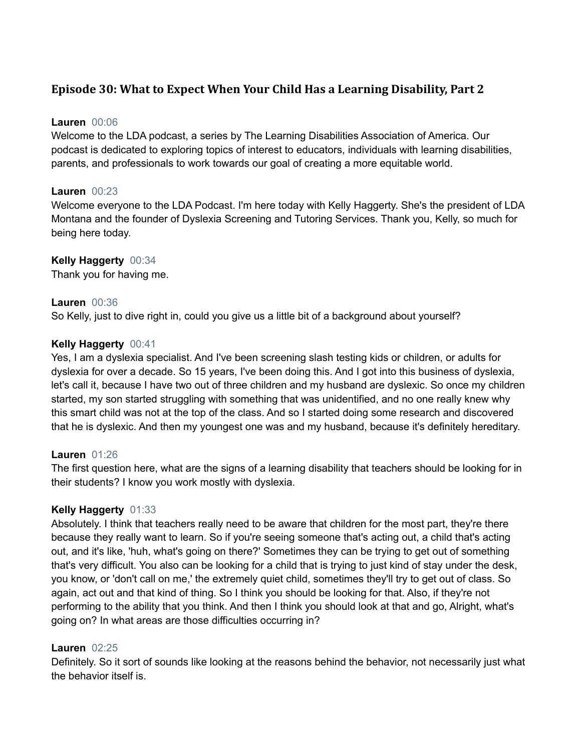## Episode 30: What to Expect When Your Child Has a Learning Disability, Part 2

**Lauren** 00:06
Welcome to the LDA podcast, a series by The Learning Disabilities Association of America. Our podcast is dedicated to exploring topics of interest to educators, individuals with learning disabilities, parents, and professionals to work towards our goal of creating a more equitable world.

**Lauren** 00:23
Welcome everyone to the LDA Podcast. I'm here today with Kelly Haggerty. She's the president of LDA Montana and the founder of Dyslexia Screening and Tutoring Services. Thank you, Kelly, so much for being here today.

**Kelly Haggerty** 00:34
Thank you for having me.

**Lauren** 00:36
So Kelly, just to dive right in, could you give us a little bit of a background about yourself?

**Kelly Haggerty** 00:41
Yes, I am a dyslexia specialist. And I've been screening slash testing kids or children, or adults for dyslexia for over a decade. So 15 years, I've been doing this. And I got into this business of dyslexia, let's call it, because I have two out of three children and my husband are dyslexic. So once my children started, my son started struggling with something that was unidentified, and no one really knew why this smart child was not at the top of the class. And so I started doing some research and discovered that he is dyslexic. And then my youngest one was and my husband, because it's definitely hereditary.

**Lauren** 01:26
The first question here, what are the signs of a learning disability that teachers should be looking for in their students? I know you work mostly with dyslexia.

**Kelly Haggerty** 01:33
Absolutely. I think that teachers really need to be aware that children for the most part, they're there because they really want to learn. So if you're seeing someone that's acting out, a child that's acting out, and it's like, 'huh, what's going on there?' Sometimes they can be trying to get out of something that's very difficult. You also can be looking for a child that is trying to just kind of stay under the desk, you know, or 'don't call on me,' the extremely quiet child, sometimes they'll try to get out of class. So again, act out and that kind of thing. So I think you should be looking for that. Also, if they're not performing to the ability that you think. And then I think you should look at that and go, Alright, what's going on? In what areas are those difficulties occurring in?

**Lauren** 02:25
Definitely. So it sort of sounds like looking at the reasons behind the behavior, not necessarily just what the behavior itself is.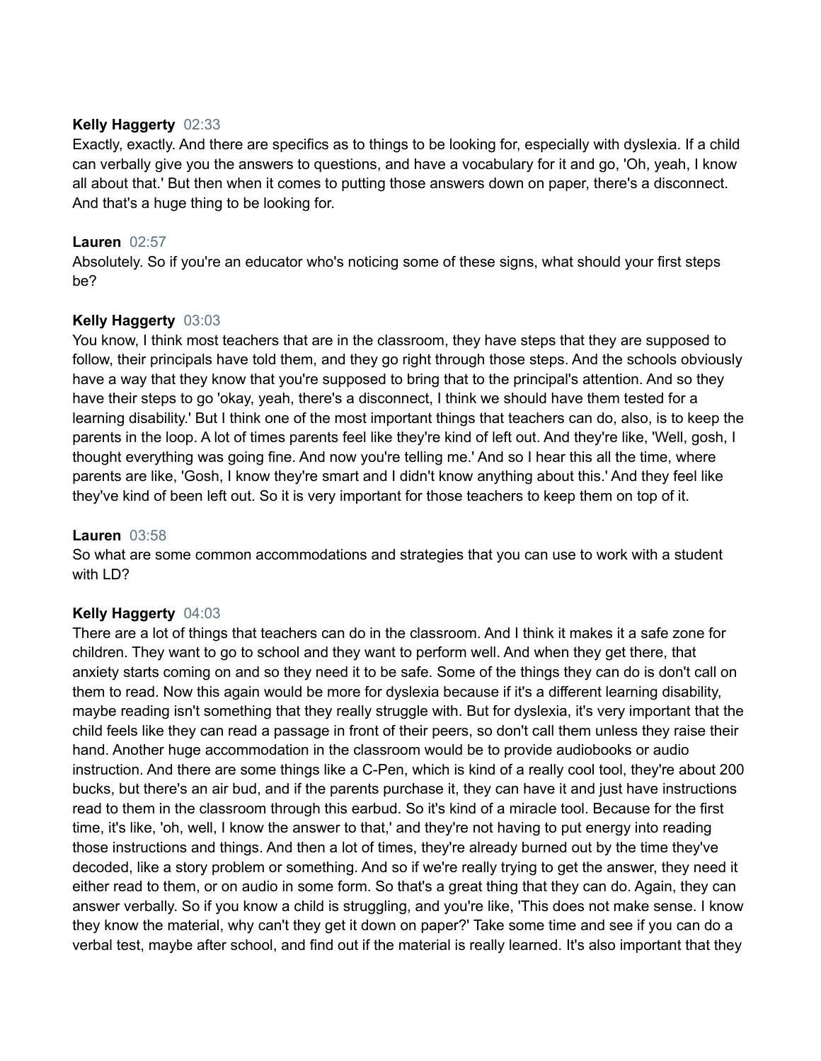**Kelly Haggerty** 02:33
Exactly, exactly. And there are specifics as to things to be looking for, especially with dyslexia. If a child can verbally give you the answers to questions, and have a vocabulary for it and go, 'Oh, yeah, I know all about that.' But then when it comes to putting those answers down on paper, there's a disconnect. And that's a huge thing to be looking for.

**Lauren** 02:57
Absolutely. So if you're an educator who's noticing some of these signs, what should your first steps be?

**Kelly Haggerty** 03:03
You know, I think most teachers that are in the classroom, they have steps that they are supposed to follow, their principals have told them, and they go right through those steps. And the schools obviously have a way that they know that you're supposed to bring that to the principal's attention. And so they have their steps to go 'okay, yeah, there's a disconnect, I think we should have them tested for a learning disability.' But I think one of the most important things that teachers can do, also, is to keep the parents in the loop. A lot of times parents feel like they're kind of left out. And they're like, 'Well, gosh, I thought everything was going fine. And now you're telling me.' And so I hear this all the time, where parents are like, 'Gosh, I know they're smart and I didn't know anything about this.' And they feel like they've kind of been left out. So it is very important for those teachers to keep them on top of it.

**Lauren** 03:58
So what are some common accommodations and strategies that you can use to work with a student with LD?

**Kelly Haggerty** 04:03
There are a lot of things that teachers can do in the classroom. And I think it makes it a safe zone for children. They want to go to school and they want to perform well. And when they get there, that anxiety starts coming on and so they need it to be safe. Some of the things they can do is don't call on them to read. Now this again would be more for dyslexia because if it's a different learning disability, maybe reading isn't something that they really struggle with. But for dyslexia, it's very important that the child feels like they can read a passage in front of their peers, so don't call them unless they raise their hand. Another huge accommodation in the classroom would be to provide audiobooks or audio instruction. And there are some things like a C-Pen, which is kind of a really cool tool, they're about 200 bucks, but there's an air bud, and if the parents purchase it, they can have it and just have instructions read to them in the classroom through this earbud. So it's kind of a miracle tool. Because for the first time, it's like, 'oh, well, I know the answer to that,' and they're not having to put energy into reading those instructions and things. And then a lot of times, they're already burned out by the time they've decoded, like a story problem or something. And so if we're really trying to get the answer, they need it either read to them, or on audio in some form. So that's a great thing that they can do. Again, they can answer verbally. So if you know a child is struggling, and you're like, 'This does not make sense. I know they know the material, why can't they get it down on paper?' Take some time and see if you can do a verbal test, maybe after school, and find out if the material is really learned. It's also important that they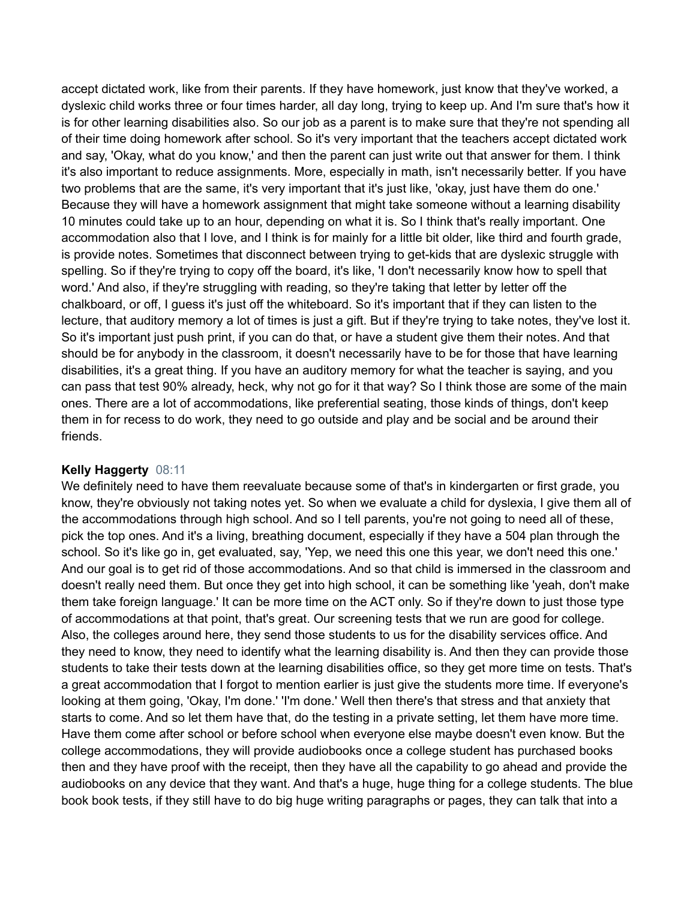accept dictated work, like from their parents. If they have homework, just know that they've worked, a dyslexic child works three or four times harder, all day long, trying to keep up. And I'm sure that's how it is for other learning disabilities also. So our job as a parent is to make sure that they're not spending all of their time doing homework after school. So it's very important that the teachers accept dictated work and say, 'Okay, what do you know,' and then the parent can just write out that answer for them. I think it's also important to reduce assignments. More, especially in math, isn't necessarily better. If you have two problems that are the same, it's very important that it's just like, 'okay, just have them do one.' Because they will have a homework assignment that might take someone without a learning disability 10 minutes could take up to an hour, depending on what it is. So I think that's really important. One accommodation also that I love, and I think is for mainly for a little bit older, like third and fourth grade, is provide notes. Sometimes that disconnect between trying to get-kids that are dyslexic struggle with spelling. So if they're trying to copy off the board, it's like, 'I don't necessarily know how to spell that word.' And also, if they're struggling with reading, so they're taking that letter by letter off the chalkboard, or off, I guess it's just off the whiteboard. So it's important that if they can listen to the lecture, that auditory memory a lot of times is just a gift. But if they're trying to take notes, they've lost it. So it's important just push print, if you can do that, or have a student give them their notes. And that should be for anybody in the classroom, it doesn't necessarily have to be for those that have learning disabilities, it's a great thing. If you have an auditory memory for what the teacher is saying, and you can pass that test 90% already, heck, why not go for it that way? So I think those are some of the main ones. There are a lot of accommodations, like preferential seating, those kinds of things, don't keep them in for recess to do work, they need to go outside and play and be social and be around their friends.

**Kelly Haggerty** 08:11

We definitely need to have them reevaluate because some of that's in kindergarten or first grade, you know, they're obviously not taking notes yet. So when we evaluate a child for dyslexia, I give them all of the accommodations through high school. And so I tell parents, you're not going to need all of these, pick the top ones. And it's a living, breathing document, especially if they have a 504 plan through the school. So it's like go in, get evaluated, say, 'Yep, we need this one this year, we don't need this one.' And our goal is to get rid of those accommodations. And so that child is immersed in the classroom and doesn't really need them. But once they get into high school, it can be something like 'yeah, don't make them take foreign language.' It can be more time on the ACT only. So if they're down to just those type of accommodations at that point, that's great. Our screening tests that we run are good for college. Also, the colleges around here, they send those students to us for the disability services office. And they need to know, they need to identify what the learning disability is. And then they can provide those students to take their tests down at the learning disabilities office, so they get more time on tests. That's a great accommodation that I forgot to mention earlier is just give the students more time. If everyone's looking at them going, 'Okay, I'm done.' 'I'm done.' Well then there's that stress and that anxiety that starts to come. And so let them have that, do the testing in a private setting, let them have more time. Have them come after school or before school when everyone else maybe doesn't even know. But the college accommodations, they will provide audiobooks once a college student has purchased books then and they have proof with the receipt, then they have all the capability to go ahead and provide the audiobooks on any device that they want. And that's a huge, huge thing for a college students. The blue book book tests, if they still have to do big huge writing paragraphs or pages, they can talk that into a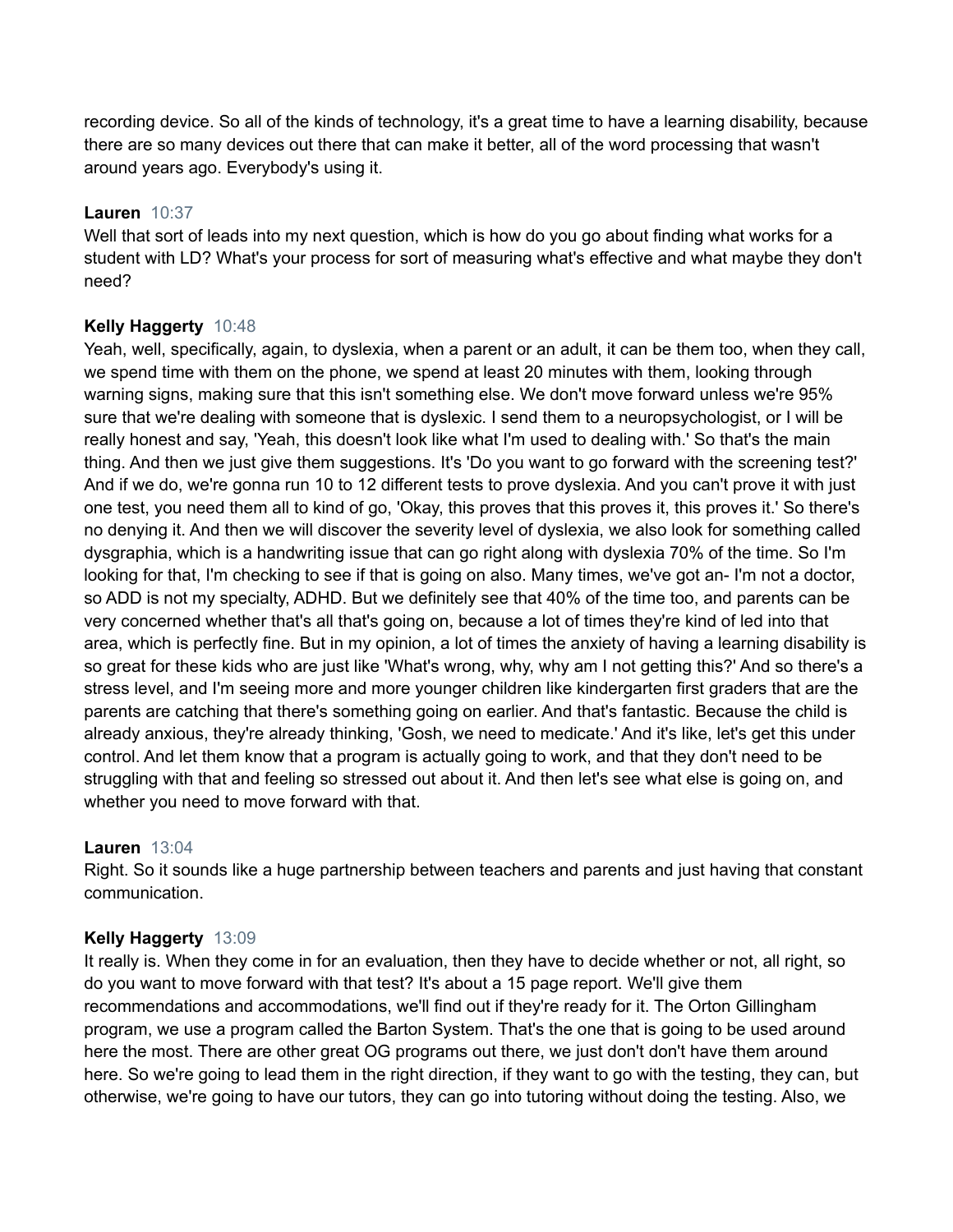recording device. So all of the kinds of technology, it's a great time to have a learning disability, because there are so many devices out there that can make it better, all of the word processing that wasn't around years ago. Everybody's using it.

**Lauren** 10:37
Well that sort of leads into my next question, which is how do you go about finding what works for a student with LD? What's your process for sort of measuring what's effective and what maybe they don't need?

**Kelly Haggerty** 10:48
Yeah, well, specifically, again, to dyslexia, when a parent or an adult, it can be them too, when they call, we spend time with them on the phone, we spend at least 20 minutes with them, looking through warning signs, making sure that this isn't something else. We don't move forward unless we're 95% sure that we're dealing with someone that is dyslexic. I send them to a neuropsychologist, or I will be really honest and say, 'Yeah, this doesn't look like what I'm used to dealing with.' So that's the main thing. And then we just give them suggestions. It's 'Do you want to go forward with the screening test?' And if we do, we're gonna run 10 to 12 different tests to prove dyslexia. And you can't prove it with just one test, you need them all to kind of go, 'Okay, this proves that this proves it, this proves it.' So there's no denying it. And then we will discover the severity level of dyslexia, we also look for something called dysgraphia, which is a handwriting issue that can go right along with dyslexia 70% of the time. So I'm looking for that, I'm checking to see if that is going on also. Many times, we've got an- I'm not a doctor, so ADD is not my specialty, ADHD. But we definitely see that 40% of the time too, and parents can be very concerned whether that's all that's going on, because a lot of times they're kind of led into that area, which is perfectly fine. But in my opinion, a lot of times the anxiety of having a learning disability is so great for these kids who are just like 'What's wrong, why, why am I not getting this?' And so there's a stress level, and I'm seeing more and more younger children like kindergarten first graders that are the parents are catching that there's something going on earlier. And that's fantastic. Because the child is already anxious, they're already thinking, 'Gosh, we need to medicate.' And it's like, let's get this under control. And let them know that a program is actually going to work, and that they don't need to be struggling with that and feeling so stressed out about it. And then let's see what else is going on, and whether you need to move forward with that.

**Lauren** 13:04
Right. So it sounds like a huge partnership between teachers and parents and just having that constant communication.

**Kelly Haggerty** 13:09
It really is. When they come in for an evaluation, then they have to decide whether or not, all right, so do you want to move forward with that test? It's about a 15 page report. We'll give them recommendations and accommodations, we'll find out if they're ready for it. The Orton Gillingham program, we use a program called the Barton System. That's the one that is going to be used around here the most. There are other great OG programs out there, we just don't don't have them around here. So we're going to lead them in the right direction, if they want to go with the testing, they can, but otherwise, we're going to have our tutors, they can go into tutoring without doing the testing. Also, we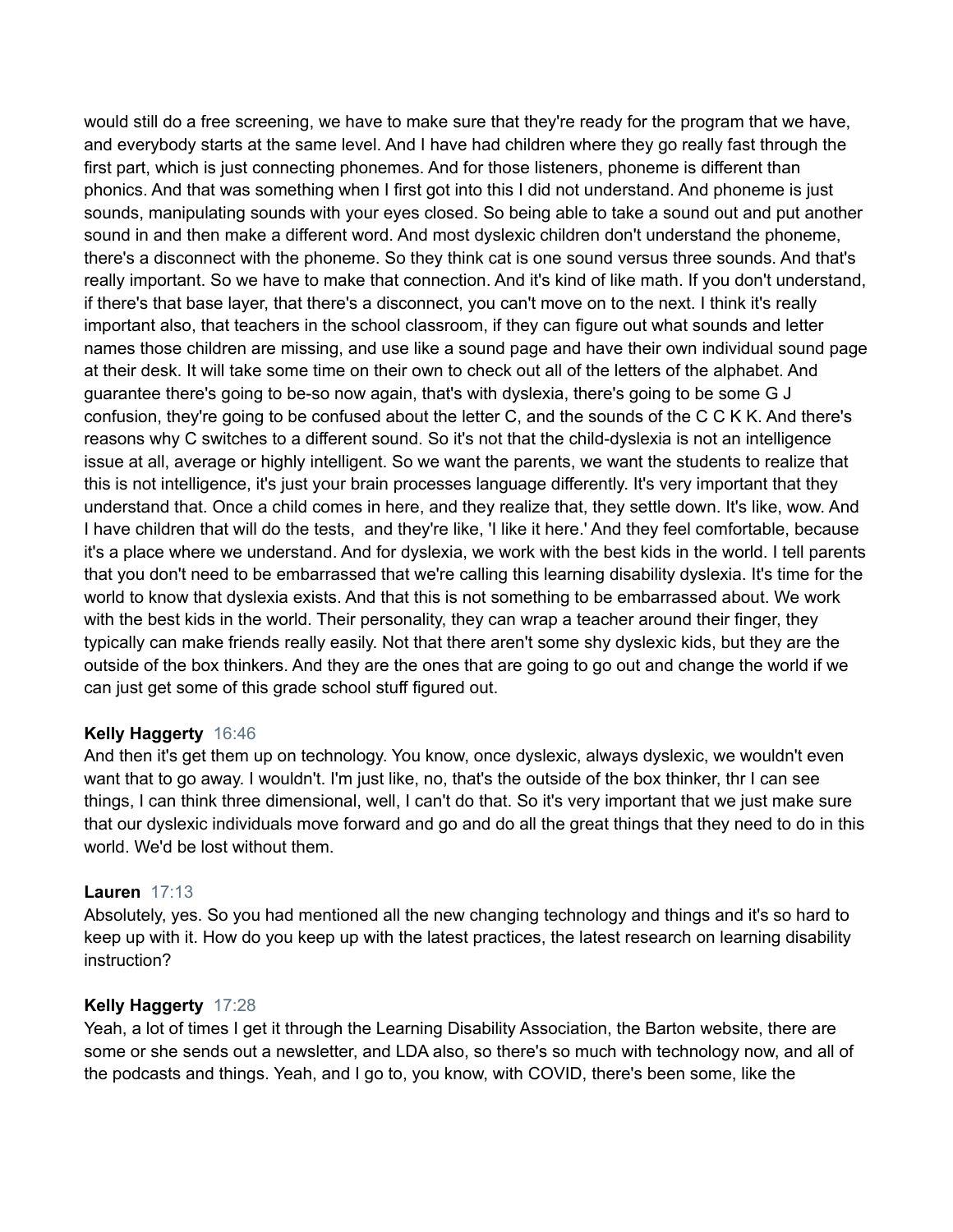would still do a free screening, we have to make sure that they're ready for the program that we have, and everybody starts at the same level. And I have had children where they go really fast through the first part, which is just connecting phonemes. And for those listeners, phoneme is different than phonics. And that was something when I first got into this I did not understand. And phoneme is just sounds, manipulating sounds with your eyes closed. So being able to take a sound out and put another sound in and then make a different word. And most dyslexic children don't understand the phoneme, there's a disconnect with the phoneme. So they think cat is one sound versus three sounds. And that's really important. So we have to make that connection. And it's kind of like math. If you don't understand, if there's that base layer, that there's a disconnect, you can't move on to the next. I think it's really important also, that teachers in the school classroom, if they can figure out what sounds and letter names those children are missing, and use like a sound page and have their own individual sound page at their desk. It will take some time on their own to check out all of the letters of the alphabet. And guarantee there's going to be-so now again, that's with dyslexia, there's going to be some G J confusion, they're going to be confused about the letter C, and the sounds of the C C K K. And there's reasons why C switches to a different sound. So it's not that the child-dyslexia is not an intelligence issue at all, average or highly intelligent. So we want the parents, we want the students to realize that this is not intelligence, it's just your brain processes language differently. It's very important that they understand that. Once a child comes in here, and they realize that, they settle down. It's like, wow. And I have children that will do the tests, and they're like, 'I like it here.' And they feel comfortable, because it's a place where we understand. And for dyslexia, we work with the best kids in the world. I tell parents that you don't need to be embarrassed that we're calling this learning disability dyslexia. It's time for the world to know that dyslexia exists. And that this is not something to be embarrassed about. We work with the best kids in the world. Their personality, they can wrap a teacher around their finger, they typically can make friends really easily. Not that there aren't some shy dyslexic kids, but they are the outside of the box thinkers. And they are the ones that are going to go out and change the world if we can just get some of this grade school stuff figured out.

**Kelly Haggerty** 16:46
And then it's get them up on technology. You know, once dyslexic, always dyslexic, we wouldn't even want that to go away. I wouldn't. I'm just like, no, that's the outside of the box thinker, thr I can see things, I can think three dimensional, well, I can't do that. So it's very important that we just make sure that our dyslexic individuals move forward and go and do all the great things that they need to do in this world. We'd be lost without them.

**Lauren** 17:13
Absolutely, yes. So you had mentioned all the new changing technology and things and it's so hard to keep up with it. How do you keep up with the latest practices, the latest research on learning disability instruction?

**Kelly Haggerty** 17:28
Yeah, a lot of times I get it through the Learning Disability Association, the Barton website, there are some or she sends out a newsletter, and LDA also, so there's so much with technology now, and all of the podcasts and things. Yeah, and I go to, you know, with COVID, there's been some, like the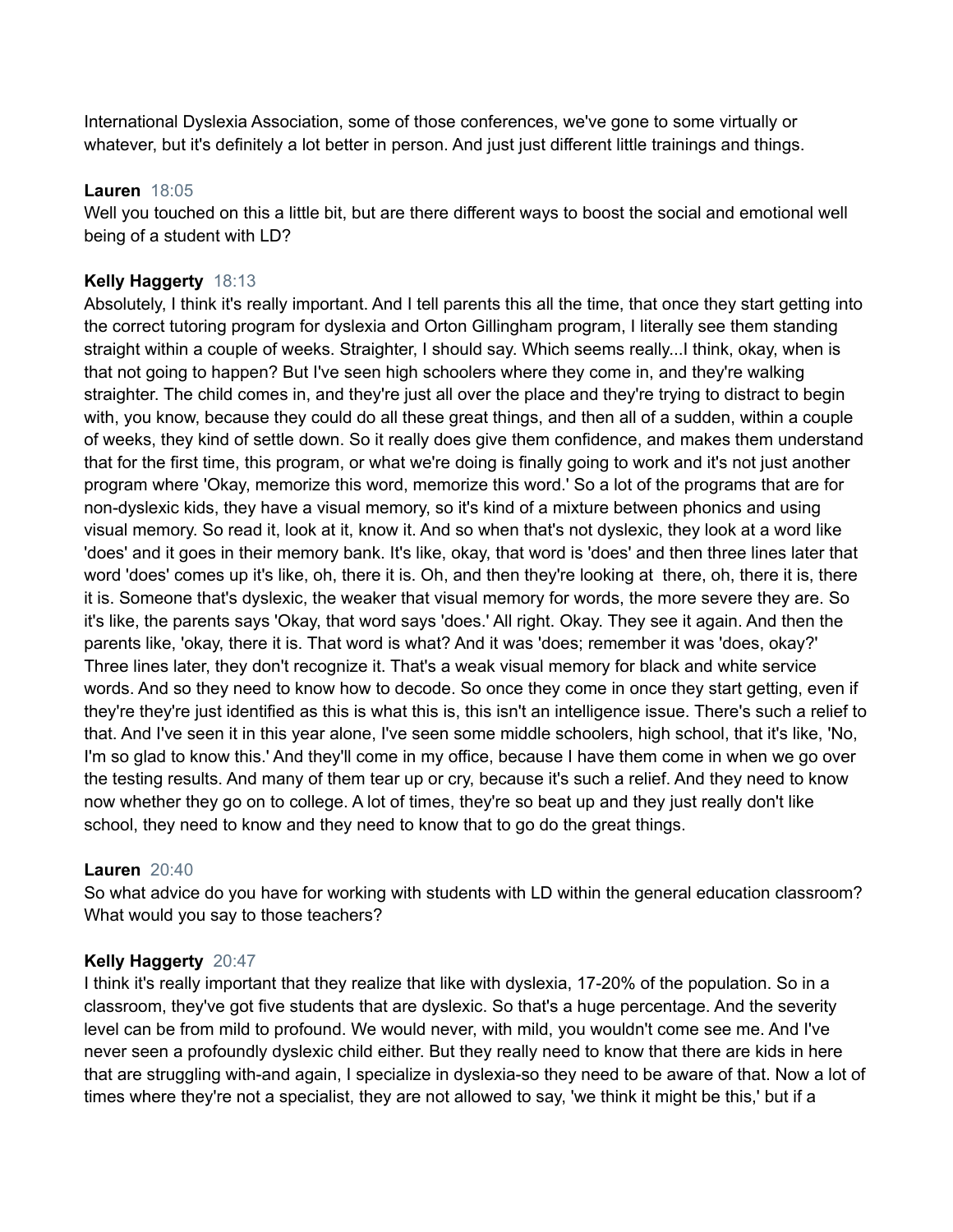International Dyslexia Association, some of those conferences, we've gone to some virtually or whatever, but it's definitely a lot better in person. And just just different little trainings and things.

**Lauren** 18:05
Well you touched on this a little bit, but are there different ways to boost the social and emotional well being of a student with LD?

**Kelly Haggerty** 18:13
Absolutely, I think it's really important. And I tell parents this all the time, that once they start getting into the correct tutoring program for dyslexia and Orton Gillingham program, I literally see them standing straight within a couple of weeks. Straighter, I should say. Which seems really...I think, okay, when is that not going to happen? But I've seen high schoolers where they come in, and they're walking straighter. The child comes in, and they're just all over the place and they're trying to distract to begin with, you know, because they could do all these great things, and then all of a sudden, within a couple of weeks, they kind of settle down. So it really does give them confidence, and makes them understand that for the first time, this program, or what we're doing is finally going to work and it's not just another program where 'Okay, memorize this word, memorize this word.' So a lot of the programs that are for non-dyslexic kids, they have a visual memory, so it's kind of a mixture between phonics and using visual memory. So read it, look at it, know it. And so when that's not dyslexic, they look at a word like 'does' and it goes in their memory bank. It's like, okay, that word is 'does' and then three lines later that word 'does' comes up it's like, oh, there it is. Oh, and then they're looking at there, oh, there it is, there it is. Someone that's dyslexic, the weaker that visual memory for words, the more severe they are. So it's like, the parents says 'Okay, that word says 'does.' All right. Okay. They see it again. And then the parents like, 'okay, there it is. That word is what? And it was 'does; remember it was 'does, okay?' Three lines later, they don't recognize it. That's a weak visual memory for black and white service words. And so they need to know how to decode. So once they come in once they start getting, even if they're they're just identified as this is what this is, this isn't an intelligence issue. There's such a relief to that. And I've seen it in this year alone, I've seen some middle schoolers, high school, that it's like, 'No, I'm so glad to know this.' And they'll come in my office, because I have them come in when we go over the testing results. And many of them tear up or cry, because it's such a relief. And they need to know now whether they go on to college. A lot of times, they're so beat up and they just really don't like school, they need to know and they need to know that to go do the great things.

**Lauren** 20:40
So what advice do you have for working with students with LD within the general education classroom? What would you say to those teachers?

**Kelly Haggerty** 20:47
I think it's really important that they realize that like with dyslexia, 17-20% of the population. So in a classroom, they've got five students that are dyslexic. So that's a huge percentage. And the severity level can be from mild to profound. We would never, with mild, you wouldn't come see me. And I've never seen a profoundly dyslexic child either. But they really need to know that there are kids in here that are struggling with-and again, I specialize in dyslexia-so they need to be aware of that. Now a lot of times where they're not a specialist, they are not allowed to say, 'we think it might be this,' but if a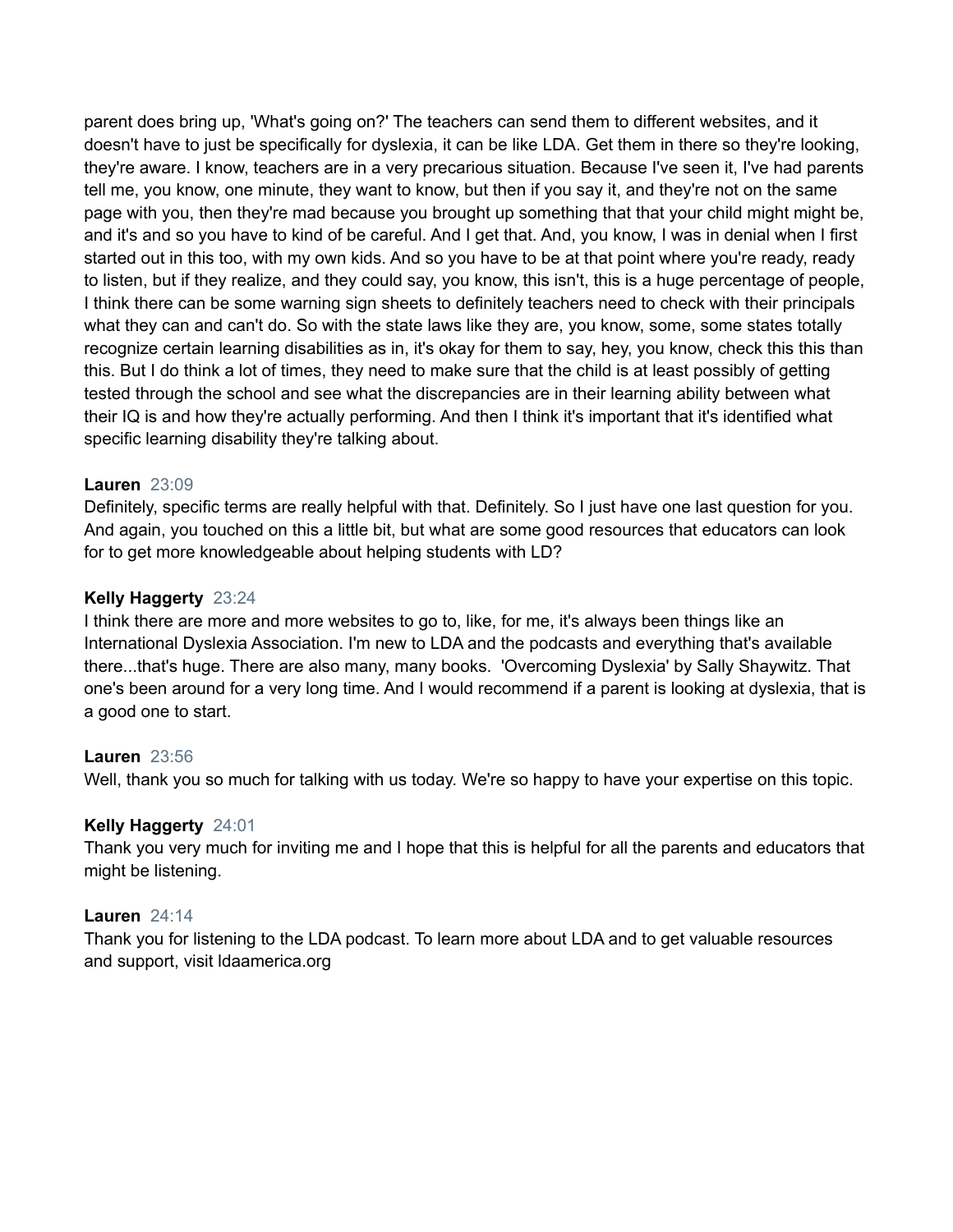parent does bring up, 'What's going on?' The teachers can send them to different websites, and it doesn't have to just be specifically for dyslexia, it can be like LDA. Get them in there so they're looking, they're aware. I know, teachers are in a very precarious situation. Because I've seen it, I've had parents tell me, you know, one minute, they want to know, but then if you say it, and they're not on the same page with you, then they're mad because you brought up something that that your child might might be, and it's and so you have to kind of be careful. And I get that. And, you know, I was in denial when I first started out in this too, with my own kids. And so you have to be at that point where you're ready, ready to listen, but if they realize, and they could say, you know, this isn't, this is a huge percentage of people, I think there can be some warning sign sheets to definitely teachers need to check with their principals what they can and can't do. So with the state laws like they are, you know, some, some states totally recognize certain learning disabilities as in, it's okay for them to say, hey, you know, check this this than this. But I do think a lot of times, they need to make sure that the child is at least possibly of getting tested through the school and see what the discrepancies are in their learning ability between what their IQ is and how they're actually performing. And then I think it's important that it's identified what specific learning disability they're talking about.

**Lauren** 23:09
Definitely, specific terms are really helpful with that. Definitely. So I just have one last question for you. And again, you touched on this a little bit, but what are some good resources that educators can look for to get more knowledgeable about helping students with LD?

**Kelly Haggerty** 23:24
I think there are more and more websites to go to, like, for me, it's always been things like an International Dyslexia Association. I'm new to LDA and the podcasts and everything that's available there...that's huge. There are also many, many books. 'Overcoming Dyslexia' by Sally Shaywitz. That one's been around for a very long time. And I would recommend if a parent is looking at dyslexia, that is a good one to start.

**Lauren** 23:56
Well, thank you so much for talking with us today. We're so happy to have your expertise on this topic.

**Kelly Haggerty** 24:01
Thank you very much for inviting me and I hope that this is helpful for all the parents and educators that might be listening.

**Lauren** 24:14
Thank you for listening to the LDA podcast. To learn more about LDA and to get valuable resources and support, visit ldaamerica.org